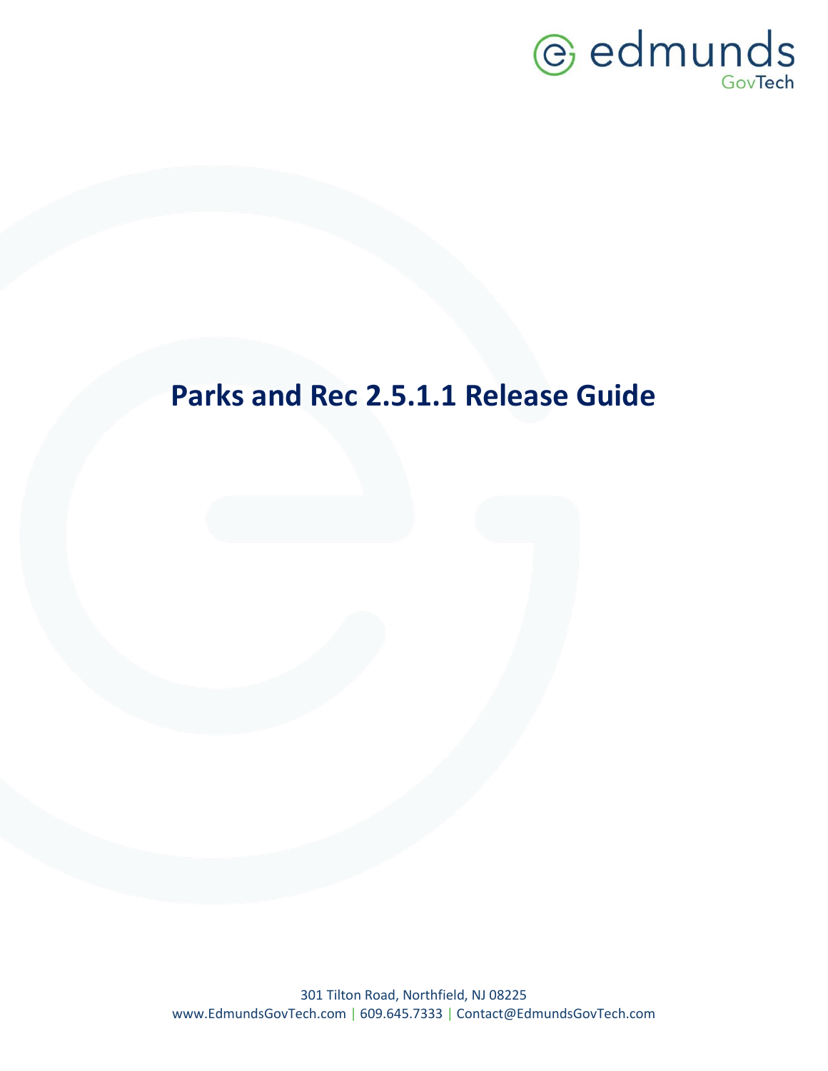# Parks and Rec 2.5.1.1 Release Guide

301 Tilton Road, Northfield, NJ 08225
www.EdmundsGovTech.com | 609.645.7333 | Contact@EdmundsGovTech.com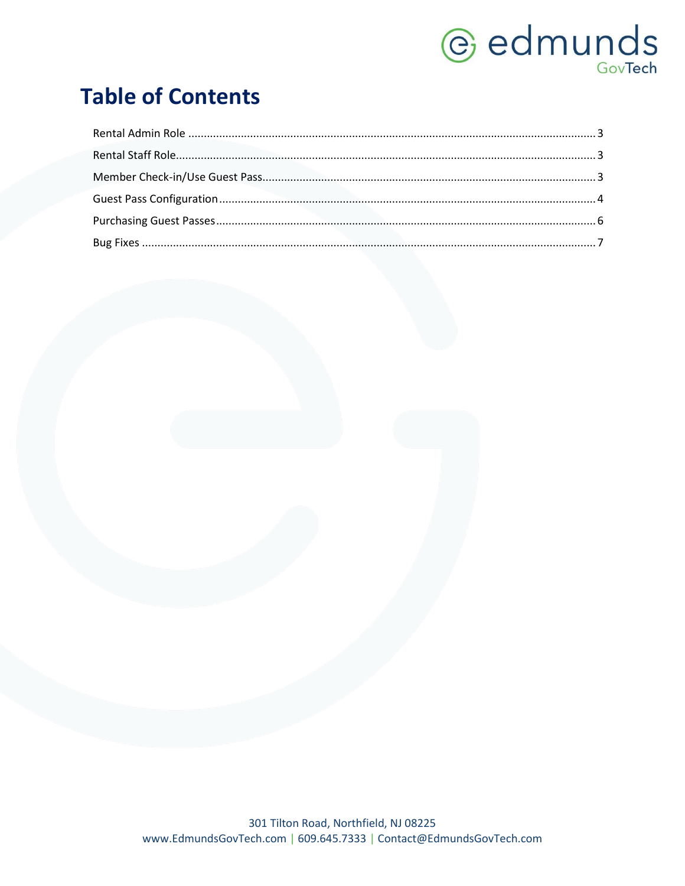# Table of Contents

Rental Admin Role ........................................................ 3

Rental Staff Role ........................................................ 3

Member Check-in/Use Guest Pass ........................................................ 3

Guest Pass Configuration ........................................................ 4

Purchasing Guest Passes ........................................................ 6

Bug Fixes ........................................................ 7

301 Tilton Road, Northfield, NJ 08225
www.EdmundsGovTech.com | 609.645.7333 | Contact@EdmundsGovTech.com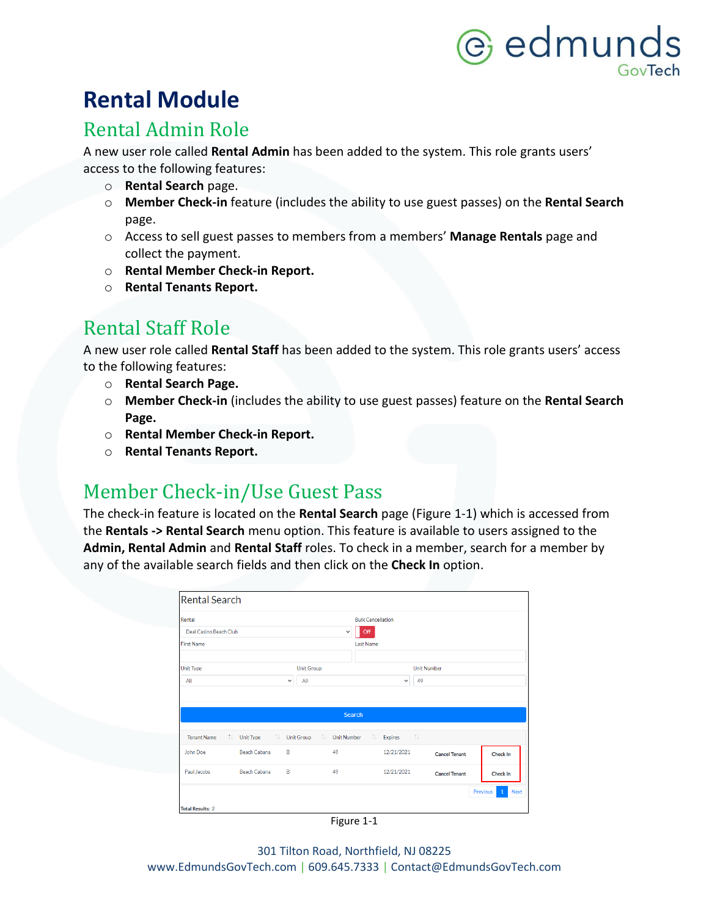# Rental Module

## Rental Admin Role

A new user role called **Rental Admin** has been added to the system. This role grants users' access to the following features:

- **Rental Search** page.
- **Member Check-in** feature (includes the ability to use guest passes) on the **Rental Search** page.
- Access to sell guest passes to members from a members' **Manage Rentals** page and collect the payment.
- **Rental Member Check-in Report.**
- **Rental Tenants Report.**

## Rental Staff Role

A new user role called **Rental Staff** has been added to the system. This role grants users' access to the following features:

- **Rental Search Page.**
- **Member Check-in** (includes the ability to use guest passes) feature on the **Rental Search Page.**
- **Rental Member Check-in Report.**
- **Rental Tenants Report.**

## Member Check-in/Use Guest Pass

The check-in feature is located on the **Rental Search** page (Figure 1-1) which is accessed from the **Rentals -> Rental Search** menu option. This feature is available to users assigned to the **Admin, Rental Admin** and **Rental Staff** roles. To check in a member, search for a member by any of the available search fields and then click on the **Check In** option.

Figure 1-1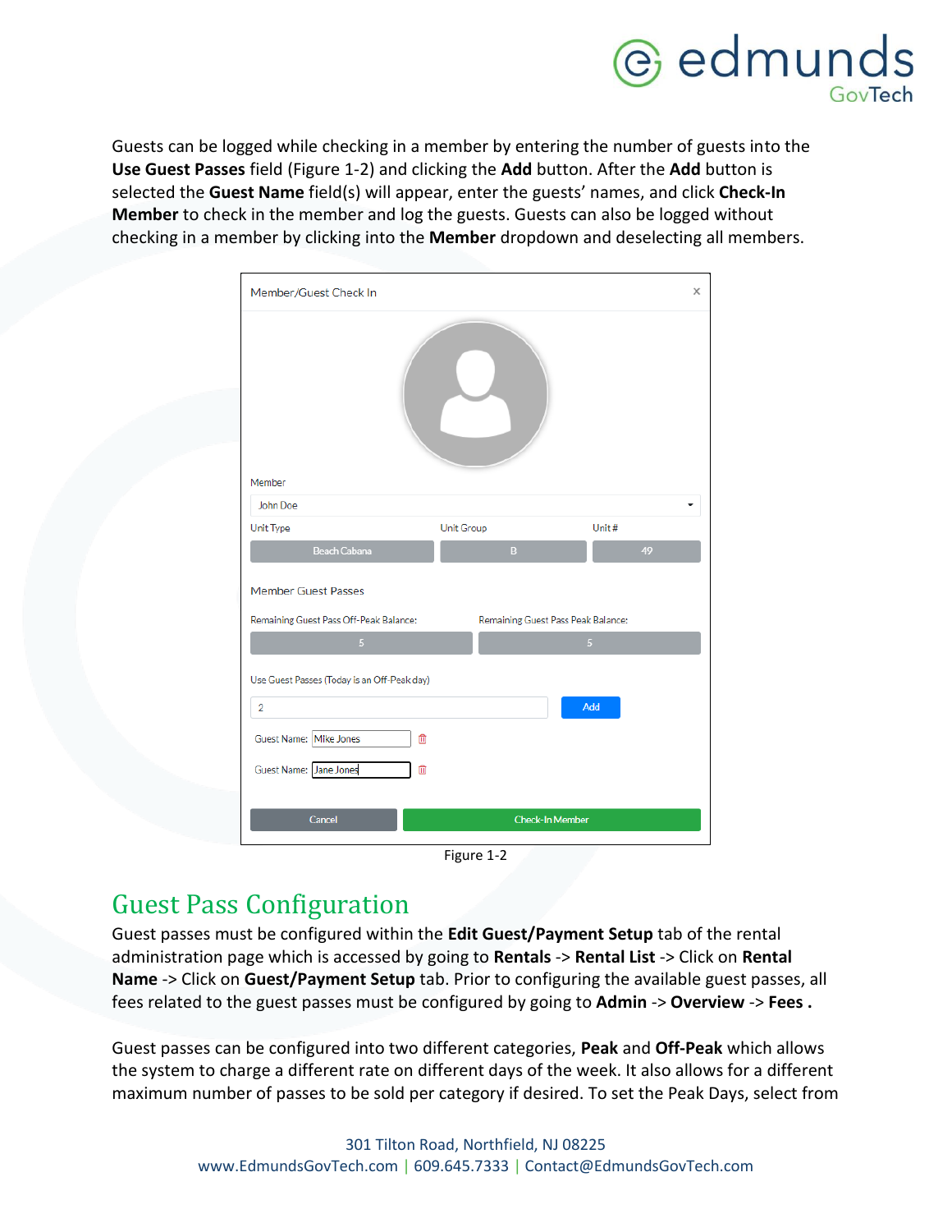Guests can be logged while checking in a member by entering the number of guests into the **Use Guest Passes** field (Figure 1-2) and clicking the **Add** button. After the **Add** button is selected the **Guest Name** field(s) will appear, enter the guests' names, and click **Check-In Member** to check in the member and log the guests. Guests can also be logged without checking in a member by clicking into the **Member** dropdown and deselecting all members.

Figure 1-2

## Guest Pass Configuration

Guest passes must be configured within the **Edit Guest/Payment Setup** tab of the rental administration page which is accessed by going to **Rentals** -> **Rental List** -> Click on **Rental Name** -> Click on **Guest/Payment Setup** tab. Prior to configuring the available guest passes, all fees related to the guest passes must be configured by going to **Admin** -> **Overview** -> **Fees .**

Guest passes can be configured into two different categories, **Peak** and **Off-Peak** which allows the system to charge a different rate on different days of the week. It also allows for a different maximum number of passes to be sold per category if desired. To set the Peak Days, select from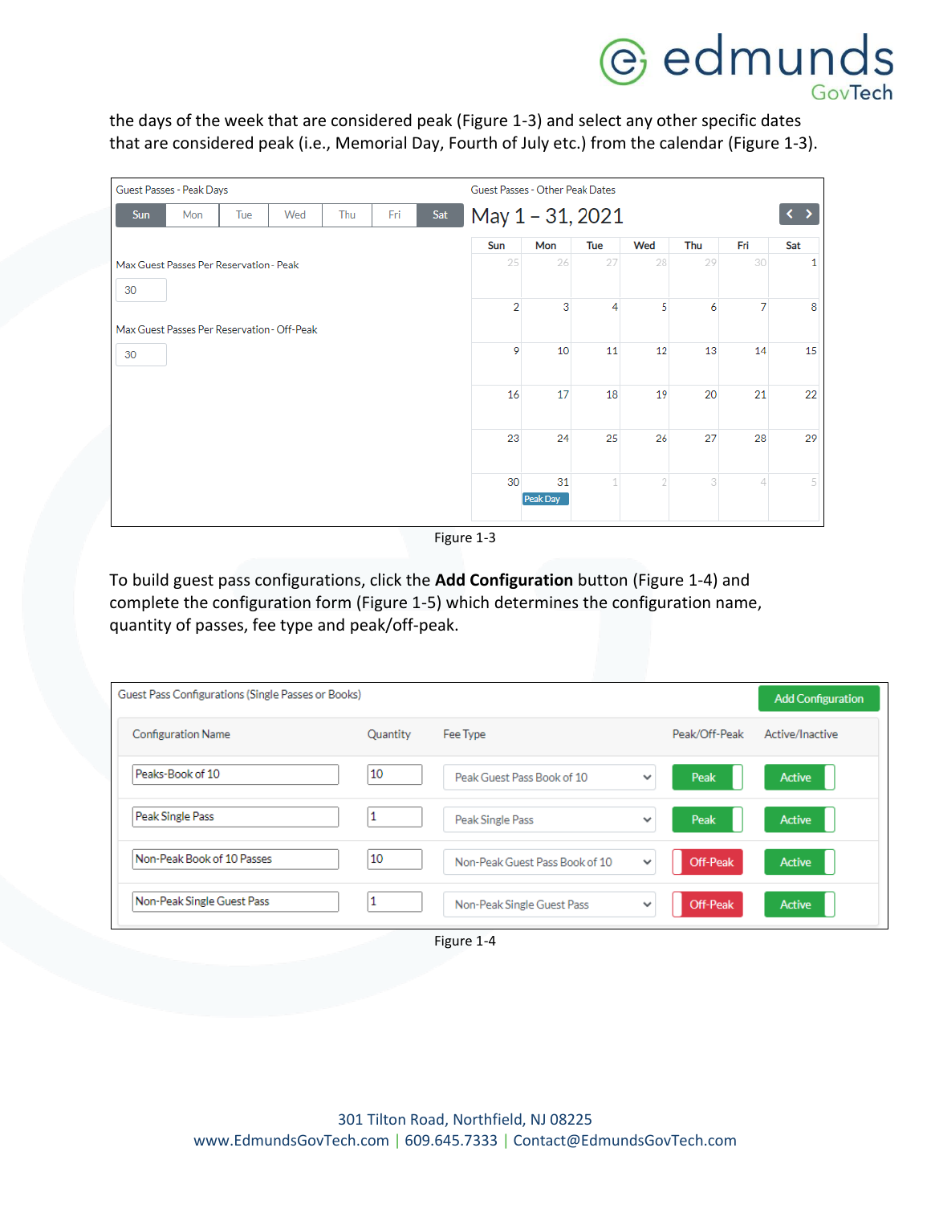the days of the week that are considered peak (Figure 1-3) and select any other specific dates that are considered peak (i.e., Memorial Day, Fourth of July etc.) from the calendar (Figure 1-3).

Guest Passes - Peak Days

| Sun | Mon | Tue | Wed | Thu | Fri | Sat |
|---|---|---|---|---|---|---|

Max Guest Passes Per Reservation - Peak: 30

Max Guest Passes Per Reservation - Off-Peak: 30

Guest Passes - Other Peak Dates

May 1 – 31, 2021

| Sun | Mon | Tue | Wed | Thu | Fri | Sat |
|---|---|---|---|---|---|---|
| 25 | 26 | 27 | 28 | 29 | 30 | 1 |
| 2 | 3 | 4 | 5 | 6 | 7 | 8 |
| 9 | 10 | 11 | 12 | 13 | 14 | 15 |
| 16 | 17 | 18 | 19 | 20 | 21 | 22 |
| 23 | 24 | 25 | 26 | 27 | 28 | 29 |
| 30 | 31 Peak Day | 1 | 2 | 3 | 4 | 5 |

Figure 1-3

To build guest pass configurations, click the **Add Configuration** button (Figure 1-4) and complete the configuration form (Figure 1-5) which determines the configuration name, quantity of passes, fee type and peak/off-peak.

Guest Pass Configurations (Single Passes or Books) — Add Configuration

| Configuration Name | Quantity | Fee Type | Peak/Off-Peak | Active/Inactive |
|---|---|---|---|---|
| Peaks-Book of 10 | 10 | Peak Guest Pass Book of 10 | Peak | Active |
| Peak Single Pass | 1 | Peak Single Pass | Peak | Active |
| Non-Peak Book of 10 Passes | 10 | Non-Peak Guest Pass Book of 10 | Off-Peak | Active |
| Non-Peak Single Guest Pass | 1 | Non-Peak Single Guest Pass | Off-Peak | Active |

Figure 1-4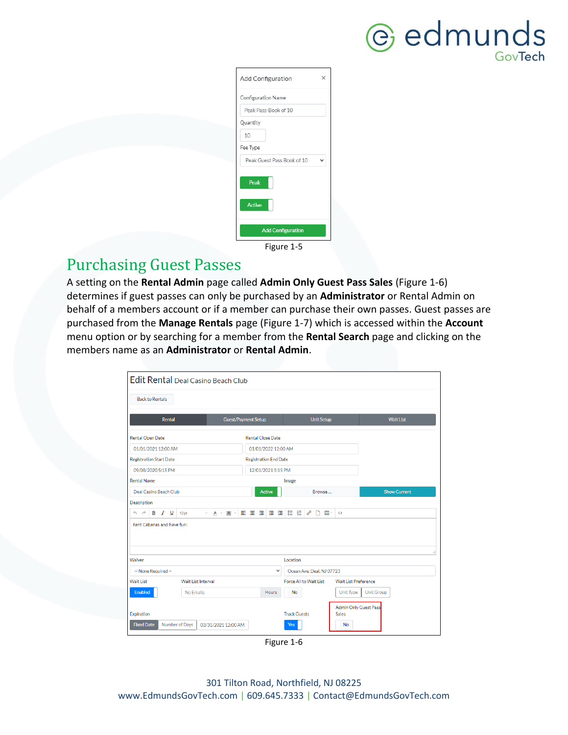Figure 1-5

## Purchasing Guest Passes

A setting on the **Rental Admin** page called **Admin Only Guest Pass Sales** (Figure 1-6) determines if guest passes can only be purchased by an **Administrator** or Rental Admin on behalf of a members account or if a member can purchase their own passes. Guest passes are purchased from the **Manage Rentals** page (Figure 1-7) which is accessed within the **Account** menu option or by searching for a member from the **Rental Search** page and clicking on the members name as an **Administrator** or **Rental Admin**.

Figure 1-6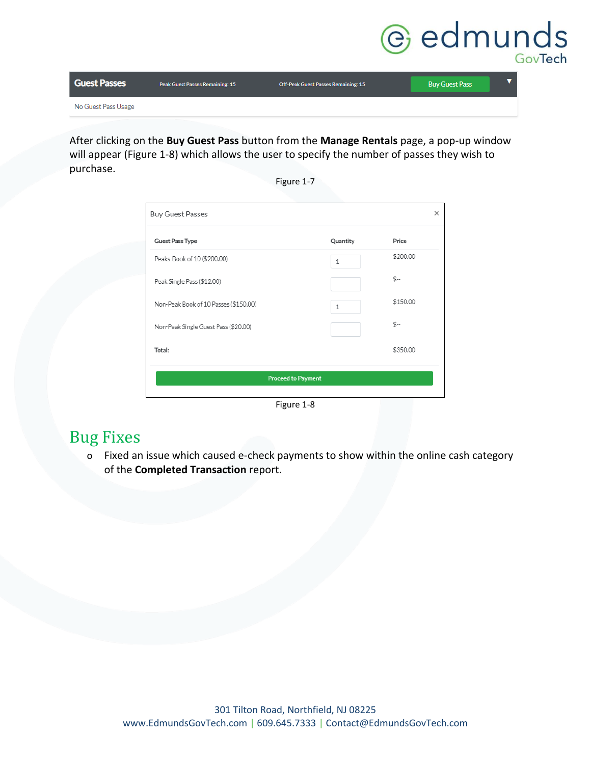| Guest Passes | Peak Guest Passes Remaining: 15 | Off-Peak Guest Passes Remaining: 15 | Buy Guest Pass |
|---|---|---|---|
| No Guest Pass Usage | | | |

After clicking on the **Buy Guest Pass** button from the **Manage Rentals** page, a pop-up window will appear (Figure 1-8) which allows the user to specify the number of passes they wish to purchase.

Figure 1-7

Buy Guest Passes

| Guest Pass Type | Quantity | Price |
|---|---|---|
| Peaks-Book of 10 ($200.00) | 1 | $200.00 |
| Peak Single Pass ($12.00) | | $-- |
| Non-Peak Book of 10 Passes ($150.00) | 1 | $150.00 |
| Non-Peak Single Guest Pass ($20.00) | | $-- |
| Total: | | $350.00 |

Proceed to Payment

Figure 1-8

## Bug Fixes

- Fixed an issue which caused e-check payments to show within the online cash category of the **Completed Transaction** report.